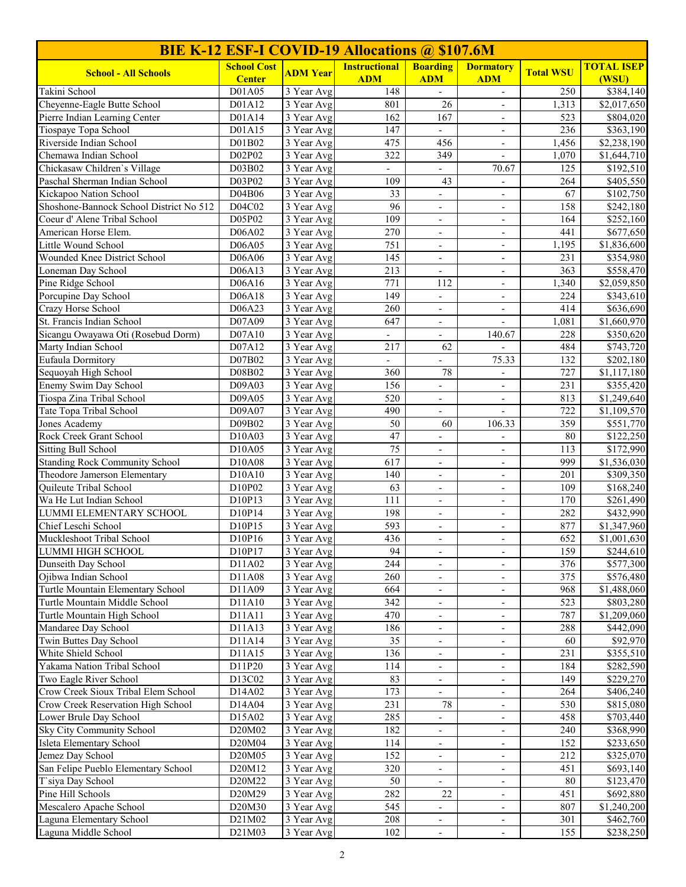| BIE K-12 ESF-I COVID-19 Allocations @ $107.6M | | | | | | | |
|---|---|---|---|---|---|---|---|
| **School - All Schools** | **School Cost Center** | **ADM Year** | **Instructional ADM** | **Boarding ADM** | **Dormatory ADM** | **Total WSU** | **TOTAL ISEP (WSU)** |
| Takini School | D01A05 | 3 Year Avg | 148 | - | - | 250 | $384,140 |
| Cheyenne-Eagle Butte School | D01A12 | 3 Year Avg | 801 | 26 | - | 1,313 | $2,017,650 |
| Pierre Indian Learning Center | D01A14 | 3 Year Avg | 162 | 167 | - | 523 | $804,020 |
| Tiospaye Topa School | D01A15 | 3 Year Avg | 147 | - | - | 236 | $363,190 |
| Riverside Indian School | D01B02 | 3 Year Avg | 475 | 456 | - | 1,456 | $2,238,190 |
| Chemawa Indian School | D02P02 | 3 Year Avg | 322 | 349 | - | 1,070 | $1,644,710 |
| Chickasaw Children`s Village | D03B02 | 3 Year Avg | - | - | 70.67 | 125 | $192,510 |
| Paschal Sherman Indian School | D03P02 | 3 Year Avg | 109 | 43 | - | 264 | $405,550 |
| Kickapoo Nation School | D04B06 | 3 Year Avg | 33 | - | - | 67 | $102,750 |
| Shoshone-Bannock School District No 512 | D04C02 | 3 Year Avg | 96 | - | - | 158 | $242,180 |
| Coeur d' Alene Tribal School | D05P02 | 3 Year Avg | 109 | - | - | 164 | $252,160 |
| American Horse Elem. | D06A02 | 3 Year Avg | 270 | - | - | 441 | $677,650 |
| Little Wound School | D06A05 | 3 Year Avg | 751 | - | - | 1,195 | $1,836,600 |
| Wounded Knee District School | D06A06 | 3 Year Avg | 145 | - | - | 231 | $354,980 |
| Loneman Day School | D06A13 | 3 Year Avg | 213 | - | - | 363 | $558,470 |
| Pine Ridge School | D06A16 | 3 Year Avg | 771 | 112 | - | 1,340 | $2,059,850 |
| Porcupine Day School | D06A18 | 3 Year Avg | 149 | - | - | 224 | $343,610 |
| Crazy Horse School | D06A23 | 3 Year Avg | 260 | - | - | 414 | $636,690 |
| St. Francis Indian School | D07A09 | 3 Year Avg | 647 | - | - | 1,081 | $1,660,970 |
| Sicangu Owayawa Oti (Rosebud Dorm) | D07A10 | 3 Year Avg | - | - | 140.67 | 228 | $350,620 |
| Marty Indian School | D07A12 | 3 Year Avg | 217 | 62 | - | 484 | $743,720 |
| Eufaula Dormitory | D07B02 | 3 Year Avg | - | - | 75.33 | 132 | $202,180 |
| Sequoyah High School | D08B02 | 3 Year Avg | 360 | 78 | - | 727 | $1,117,180 |
| Enemy Swim Day School | D09A03 | 3 Year Avg | 156 | - | - | 231 | $355,420 |
| Tiospa Zina Tribal School | D09A05 | 3 Year Avg | 520 | - | - | 813 | $1,249,640 |
| Tate Topa Tribal School | D09A07 | 3 Year Avg | 490 | - | - | 722 | $1,109,570 |
| Jones Academy | D09B02 | 3 Year Avg | 50 | 60 | 106.33 | 359 | $551,770 |
| Rock Creek Grant School | D10A03 | 3 Year Avg | 47 | - | - | 80 | $122,250 |
| Sitting Bull School | D10A05 | 3 Year Avg | 75 | - | - | 113 | $172,990 |
| Standing Rock Community School | D10A08 | 3 Year Avg | 617 | - | - | 999 | $1,536,030 |
| Theodore Jamerson Elementary | D10A10 | 3 Year Avg | 140 | - | - | 201 | $309,350 |
| Quileute Tribal School | D10P02 | 3 Year Avg | 63 | - | - | 109 | $168,240 |
| Wa He Lut Indian School | D10P13 | 3 Year Avg | 111 | - | - | 170 | $261,490 |
| LUMMI ELEMENTARY SCHOOL | D10P14 | 3 Year Avg | 198 | - | - | 282 | $432,990 |
| Chief Leschi School | D10P15 | 3 Year Avg | 593 | - | - | 877 | $1,347,960 |
| Muckleshoot Tribal School | D10P16 | 3 Year Avg | 436 | - | - | 652 | $1,001,630 |
| LUMMI HIGH SCHOOL | D10P17 | 3 Year Avg | 94 | - | - | 159 | $244,610 |
| Dunseith Day School | D11A02 | 3 Year Avg | 244 | - | - | 376 | $577,300 |
| Ojibwa Indian School | D11A08 | 3 Year Avg | 260 | - | - | 375 | $576,480 |
| Turtle Mountain Elementary School | D11A09 | 3 Year Avg | 664 | - | - | 968 | $1,488,060 |
| Turtle Mountain Middle School | D11A10 | 3 Year Avg | 342 | - | - | 523 | $803,280 |
| Turtle Mountain High School | D11A11 | 3 Year Avg | 470 | - | - | 787 | $1,209,060 |
| Mandaree Day School | D11A13 | 3 Year Avg | 186 | - | - | 288 | $442,090 |
| Twin Buttes Day School | D11A14 | 3 Year Avg | 35 | - | - | 60 | $92,970 |
| White Shield School | D11A15 | 3 Year Avg | 136 | - | - | 231 | $355,510 |
| Yakama Nation Tribal School | D11P20 | 3 Year Avg | 114 | - | - | 184 | $282,590 |
| Two Eagle River School | D13C02 | 3 Year Avg | 83 | - | - | 149 | $229,270 |
| Crow Creek Sioux Tribal Elem School | D14A02 | 3 Year Avg | 173 | - | - | 264 | $406,240 |
| Crow Creek Reservation High School | D14A04 | 3 Year Avg | 231 | 78 | - | 530 | $815,080 |
| Lower Brule Day School | D15A02 | 3 Year Avg | 285 | - | - | 458 | $703,440 |
| Sky City Community School | D20M02 | 3 Year Avg | 182 | - | - | 240 | $368,990 |
| Isleta Elementary School | D20M04 | 3 Year Avg | 114 | - | - | 152 | $233,650 |
| Jemez Day School | D20M05 | 3 Year Avg | 152 | - | - | 212 | $325,070 |
| San Felipe Pueblo Elementary School | D20M12 | 3 Year Avg | 320 | - | - | 451 | $693,140 |
| T`siya Day School | D20M22 | 3 Year Avg | 50 | - | - | 80 | $123,470 |
| Pine Hill Schools | D20M29 | 3 Year Avg | 282 | 22 | - | 451 | $692,880 |
| Mescalero Apache School | D20M30 | 3 Year Avg | 545 | - | - | 807 | $1,240,200 |
| Laguna Elementary School | D21M02 | 3 Year Avg | 208 | - | - | 301 | $462,760 |
| Laguna Middle School | D21M03 | 3 Year Avg | 102 | - | - | 155 | $238,250 |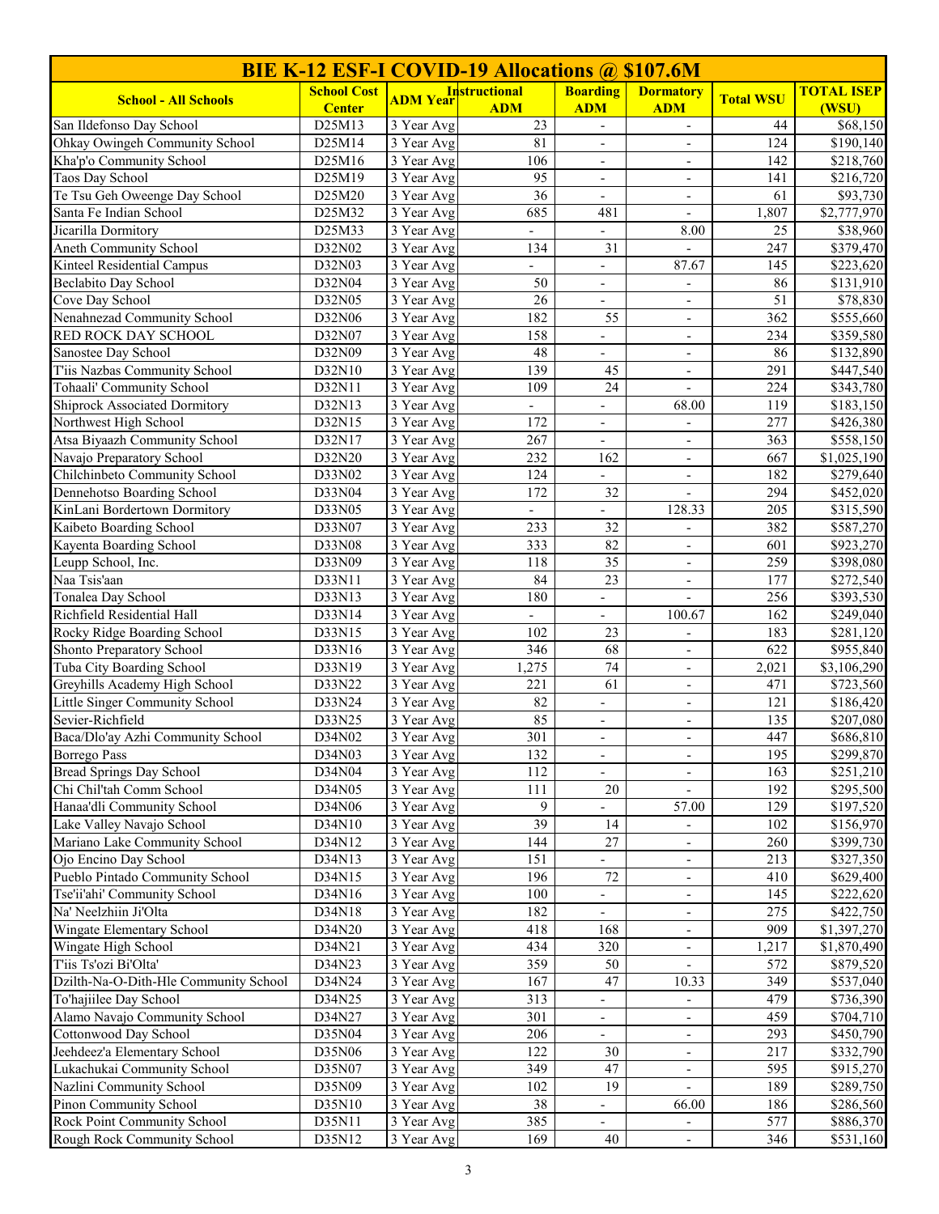| BIE K-12 ESF-I COVID-19 Allocations @ $107.6M | | | | | | | |
|---|---|---|---|---|---|---|---|
| **School - All Schools** | **School Cost Center** | **ADM Year** | **Instructional ADM** | **Boarding ADM** | **Dormatory ADM** | **Total WSU** | **TOTAL ISEP (WSU)** |
| San Ildefonso Day School | D25M13 | 3 Year Avg | 23 | - | - | 44 | $68,150 |
| Ohkay Owingeh Community School | D25M14 | 3 Year Avg | 81 | - | - | 124 | $190,140 |
| Kha'p'o Community School | D25M16 | 3 Year Avg | 106 | - | - | 142 | $218,760 |
| Taos Day School | D25M19 | 3 Year Avg | 95 | - | - | 141 | $216,720 |
| Te Tsu Geh Oweenge Day School | D25M20 | 3 Year Avg | 36 | - | - | 61 | $93,730 |
| Santa Fe Indian School | D25M32 | 3 Year Avg | 685 | 481 | - | 1,807 | $2,777,970 |
| Jicarilla Dormitory | D25M33 | 3 Year Avg | - | - | 8.00 | 25 | $38,960 |
| Aneth Community School | D32N02 | 3 Year Avg | 134 | 31 | - | 247 | $379,470 |
| Kinteel Residential Campus | D32N03 | 3 Year Avg | - | - | 87.67 | 145 | $223,620 |
| Beclabito Day School | D32N04 | 3 Year Avg | 50 | - | - | 86 | $131,910 |
| Cove Day School | D32N05 | 3 Year Avg | 26 | - | - | 51 | $78,830 |
| Nenahnezad Community School | D32N06 | 3 Year Avg | 182 | 55 | - | 362 | $555,660 |
| RED ROCK DAY SCHOOL | D32N07 | 3 Year Avg | 158 | - | - | 234 | $359,580 |
| Sanostee Day School | D32N09 | 3 Year Avg | 48 | - | - | 86 | $132,890 |
| T'iis Nazbas Community School | D32N10 | 3 Year Avg | 139 | 45 | - | 291 | $447,540 |
| Tohaali' Community School | D32N11 | 3 Year Avg | 109 | 24 | - | 224 | $343,780 |
| Shiprock Associated Dormitory | D32N13 | 3 Year Avg | - | - | 68.00 | 119 | $183,150 |
| Northwest High School | D32N15 | 3 Year Avg | 172 | - | - | 277 | $426,380 |
| Atsa Biyaazh Community School | D32N17 | 3 Year Avg | 267 | - | - | 363 | $558,150 |
| Navajo Preparatory School | D32N20 | 3 Year Avg | 232 | 162 | - | 667 | $1,025,190 |
| Chilchinbeto Community School | D33N02 | 3 Year Avg | 124 | - | - | 182 | $279,640 |
| Dennehotso Boarding School | D33N04 | 3 Year Avg | 172 | 32 | - | 294 | $452,020 |
| KinLani Bordertown Dormitory | D33N05 | 3 Year Avg | - | - | 128.33 | 205 | $315,590 |
| Kaibeto Boarding School | D33N07 | 3 Year Avg | 233 | 32 | - | 382 | $587,270 |
| Kayenta Boarding School | D33N08 | 3 Year Avg | 333 | 82 | - | 601 | $923,270 |
| Leupp School, Inc. | D33N09 | 3 Year Avg | 118 | 35 | - | 259 | $398,080 |
| Naa Tsis'aan | D33N11 | 3 Year Avg | 84 | 23 | - | 177 | $272,540 |
| Tonalea Day School | D33N13 | 3 Year Avg | 180 | - | - | 256 | $393,530 |
| Richfield Residential Hall | D33N14 | 3 Year Avg | - | - | 100.67 | 162 | $249,040 |
| Rocky Ridge Boarding School | D33N15 | 3 Year Avg | 102 | 23 | - | 183 | $281,120 |
| Shonto Preparatory School | D33N16 | 3 Year Avg | 346 | 68 | - | 622 | $955,840 |
| Tuba City Boarding School | D33N19 | 3 Year Avg | 1,275 | 74 | - | 2,021 | $3,106,290 |
| Greyhills Academy High School | D33N22 | 3 Year Avg | 221 | 61 | - | 471 | $723,560 |
| Little Singer Community School | D33N24 | 3 Year Avg | 82 | - | - | 121 | $186,420 |
| Sevier-Richfield | D33N25 | 3 Year Avg | 85 | - | - | 135 | $207,080 |
| Baca/Dlo'ay Azhi Community School | D34N02 | 3 Year Avg | 301 | - | - | 447 | $686,810 |
| Borrego Pass | D34N03 | 3 Year Avg | 132 | - | - | 195 | $299,870 |
| Bread Springs Day School | D34N04 | 3 Year Avg | 112 | - | - | 163 | $251,210 |
| Chi Chil'tah Comm School | D34N05 | 3 Year Avg | 111 | 20 | - | 192 | $295,500 |
| Hanaa'dli Community School | D34N06 | 3 Year Avg | 9 | - | 57.00 | 129 | $197,520 |
| Lake Valley Navajo School | D34N10 | 3 Year Avg | 39 | 14 | - | 102 | $156,970 |
| Mariano Lake Community School | D34N12 | 3 Year Avg | 144 | 27 | - | 260 | $399,730 |
| Ojo Encino Day School | D34N13 | 3 Year Avg | 151 | - | - | 213 | $327,350 |
| Pueblo Pintado Community School | D34N15 | 3 Year Avg | 196 | 72 | - | 410 | $629,400 |
| Tse'ii'ahi' Community School | D34N16 | 3 Year Avg | 100 | - | - | 145 | $222,620 |
| Na' Neelzhiin Ji'Olta | D34N18 | 3 Year Avg | 182 | - | - | 275 | $422,750 |
| Wingate Elementary School | D34N20 | 3 Year Avg | 418 | 168 | - | 909 | $1,397,270 |
| Wingate High School | D34N21 | 3 Year Avg | 434 | 320 | - | 1,217 | $1,870,490 |
| T'iis Ts'ozi Bi'Olta' | D34N23 | 3 Year Avg | 359 | 50 | - | 572 | $879,520 |
| Dzilth-Na-O-Dith-Hle Community School | D34N24 | 3 Year Avg | 167 | 47 | 10.33 | 349 | $537,040 |
| To'hajiilee Day School | D34N25 | 3 Year Avg | 313 | - | - | 479 | $736,390 |
| Alamo Navajo Community School | D34N27 | 3 Year Avg | 301 | - | - | 459 | $704,710 |
| Cottonwood Day School | D35N04 | 3 Year Avg | 206 | - | - | 293 | $450,790 |
| Jeehdeez'a Elementary School | D35N06 | 3 Year Avg | 122 | 30 | - | 217 | $332,790 |
| Lukachukai Community School | D35N07 | 3 Year Avg | 349 | 47 | - | 595 | $915,270 |
| Nazlini Community School | D35N09 | 3 Year Avg | 102 | 19 | - | 189 | $289,750 |
| Pinon Community School | D35N10 | 3 Year Avg | 38 | - | 66.00 | 186 | $286,560 |
| Rock Point Community School | D35N11 | 3 Year Avg | 385 | - | - | 577 | $886,370 |
| Rough Rock Community School | D35N12 | 3 Year Avg | 169 | 40 | - | 346 | $531,160 |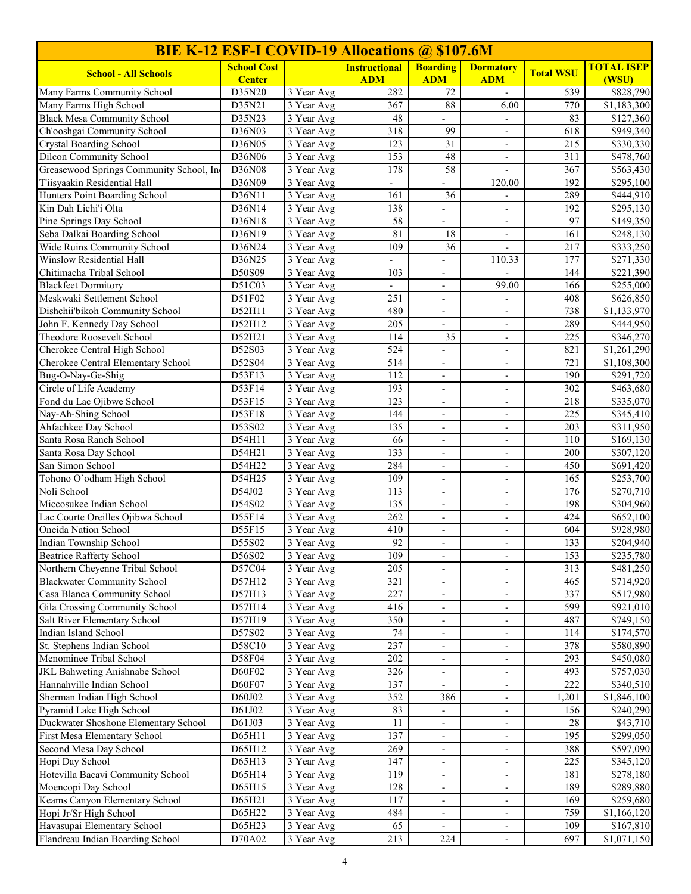| BIE K-12 ESF-I COVID-19 Allocations @ $107.6M | | | | | | | |
|---|---|---|---|---|---|---|---|
| **School - All Schools** | **School Cost Center** | | **Instructional ADM** | **Boarding ADM** | **Dormatory ADM** | **Total WSU** | **TOTAL ISEP (WSU)** |
| Many Farms Community School | D35N20 | 3 Year Avg | 282 | 72 | - | 539 | $828,790 |
| Many Farms High School | D35N21 | 3 Year Avg | 367 | 88 | 6.00 | 770 | $1,183,300 |
| Black Mesa Community School | D35N23 | 3 Year Avg | 48 | - | - | 83 | $127,360 |
| Ch'ooshgai Community School | D36N03 | 3 Year Avg | 318 | 99 | - | 618 | $949,340 |
| Crystal Boarding School | D36N05 | 3 Year Avg | 123 | 31 | - | 215 | $330,330 |
| Dilcon Community School | D36N06 | 3 Year Avg | 153 | 48 | - | 311 | $478,760 |
| Greasewood Springs Community School, In | D36N08 | 3 Year Avg | 178 | 58 | - | 367 | $563,430 |
| T'iisyaakin Residential Hall | D36N09 | 3 Year Avg | - | - | 120.00 | 192 | $295,100 |
| Hunters Point Boarding School | D36N11 | 3 Year Avg | 161 | 36 | - | 289 | $444,910 |
| Kin Dah Lichi'i Olta | D36N14 | 3 Year Avg | 138 | - | - | 192 | $295,130 |
| Pine Springs Day School | D36N18 | 3 Year Avg | 58 | - | - | 97 | $149,350 |
| Seba Dalkai Boarding School | D36N19 | 3 Year Avg | 81 | 18 | - | 161 | $248,130 |
| Wide Ruins Community School | D36N24 | 3 Year Avg | 109 | 36 | - | 217 | $333,250 |
| Winslow Residential Hall | D36N25 | 3 Year Avg | - | - | 110.33 | 177 | $271,330 |
| Chitimacha Tribal School | D50S09 | 3 Year Avg | 103 | - | - | 144 | $221,390 |
| Blackfeet Dormitory | D51C03 | 3 Year Avg | - | - | 99.00 | 166 | $255,000 |
| Meskwaki Settlement School | D51F02 | 3 Year Avg | 251 | - | - | 408 | $626,850 |
| Dishchii'bikoh Community School | D52H11 | 3 Year Avg | 480 | - | - | 738 | $1,133,970 |
| John F. Kennedy Day School | D52H12 | 3 Year Avg | 205 | - | - | 289 | $444,950 |
| Theodore Roosevelt School | D52H21 | 3 Year Avg | 114 | 35 | - | 225 | $346,270 |
| Cherokee Central High School | D52S03 | 3 Year Avg | 524 | - | - | 821 | $1,261,290 |
| Cherokee Central Elementary School | D52S04 | 3 Year Avg | 514 | - | - | 721 | $1,108,300 |
| Bug-O-Nay-Ge-Shig | D53F13 | 3 Year Avg | 112 | - | - | 190 | $291,720 |
| Circle of Life Academy | D53F14 | 3 Year Avg | 193 | - | - | 302 | $463,680 |
| Fond du Lac Ojibwe School | D53F15 | 3 Year Avg | 123 | - | - | 218 | $335,070 |
| Nay-Ah-Shing School | D53F18 | 3 Year Avg | 144 | - | - | 225 | $345,410 |
| Ahfachkee Day School | D53S02 | 3 Year Avg | 135 | - | - | 203 | $311,950 |
| Santa Rosa Ranch School | D54H11 | 3 Year Avg | 66 | - | - | 110 | $169,130 |
| Santa Rosa Day School | D54H21 | 3 Year Avg | 133 | - | - | 200 | $307,120 |
| San Simon School | D54H22 | 3 Year Avg | 284 | - | - | 450 | $691,420 |
| Tohono O`odham High School | D54H25 | 3 Year Avg | 109 | - | - | 165 | $253,700 |
| Noli School | D54J02 | 3 Year Avg | 113 | - | - | 176 | $270,710 |
| Miccosukee Indian School | D54S02 | 3 Year Avg | 135 | - | - | 198 | $304,960 |
| Lac Courte Oreilles Ojibwa School | D55F14 | 3 Year Avg | 262 | - | - | 424 | $652,100 |
| Oneida Nation School | D55F15 | 3 Year Avg | 410 | - | - | 604 | $928,980 |
| Indian Township School | D55S02 | 3 Year Avg | 92 | - | - | 133 | $204,940 |
| Beatrice Rafferty School | D56S02 | 3 Year Avg | 109 | - | - | 153 | $235,780 |
| Northern Cheyenne Tribal School | D57C04 | 3 Year Avg | 205 | - | - | 313 | $481,250 |
| Blackwater Community School | D57H12 | 3 Year Avg | 321 | - | - | 465 | $714,920 |
| Casa Blanca Community School | D57H13 | 3 Year Avg | 227 | - | - | 337 | $517,980 |
| Gila Crossing Community School | D57H14 | 3 Year Avg | 416 | - | - | 599 | $921,010 |
| Salt River Elementary School | D57H19 | 3 Year Avg | 350 | - | - | 487 | $749,150 |
| Indian Island School | D57S02 | 3 Year Avg | 74 | - | - | 114 | $174,570 |
| St. Stephens Indian School | D58C10 | 3 Year Avg | 237 | - | - | 378 | $580,890 |
| Menominee Tribal School | D58F04 | 3 Year Avg | 202 | - | - | 293 | $450,080 |
| JKL Bahweting Anishnabe School | D60F02 | 3 Year Avg | 326 | - | - | 493 | $757,030 |
| Hannahville Indian School | D60F07 | 3 Year Avg | 137 | - | - | 222 | $340,510 |
| Sherman Indian High School | D60J02 | 3 Year Avg | 352 | 386 | - | 1,201 | $1,846,100 |
| Pyramid Lake High School | D61J02 | 3 Year Avg | 83 | - | - | 156 | $240,290 |
| Duckwater Shoshone Elementary School | D61J03 | 3 Year Avg | 11 | - | - | 28 | $43,710 |
| First Mesa Elementary School | D65H11 | 3 Year Avg | 137 | - | - | 195 | $299,050 |
| Second Mesa Day School | D65H12 | 3 Year Avg | 269 | - | - | 388 | $597,090 |
| Hopi Day School | D65H13 | 3 Year Avg | 147 | - | - | 225 | $345,120 |
| Hotevilla Bacavi Community School | D65H14 | 3 Year Avg | 119 | - | - | 181 | $278,180 |
| Moencopi Day School | D65H15 | 3 Year Avg | 128 | - | - | 189 | $289,880 |
| Keams Canyon Elementary School | D65H21 | 3 Year Avg | 117 | - | - | 169 | $259,680 |
| Hopi Jr/Sr High School | D65H22 | 3 Year Avg | 484 | - | - | 759 | $1,166,120 |
| Havasupai Elementary School | D65H23 | 3 Year Avg | 65 | - | - | 109 | $167,810 |
| Flandreau Indian Boarding School | D70A02 | 3 Year Avg | 213 | 224 | - | 697 | $1,071,150 |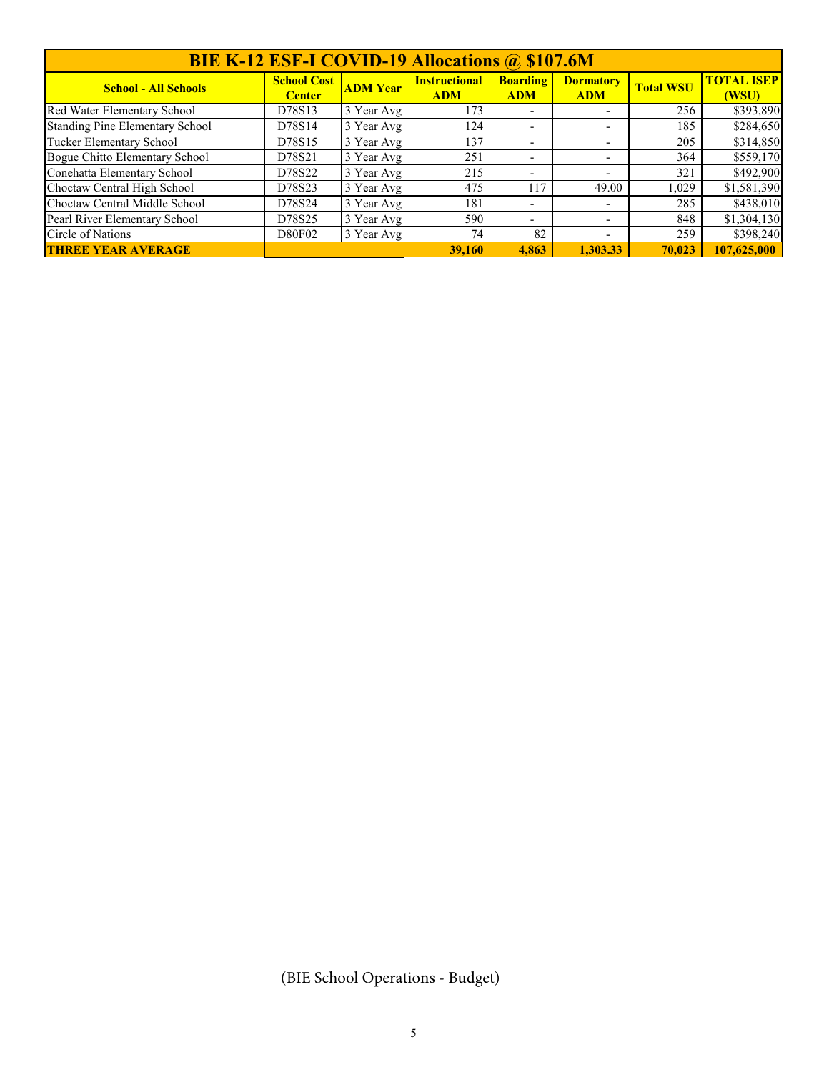| BIE K-12 ESF-I COVID-19 Allocations @ $107.6M | | | | | | | |
|---|---|---|---|---|---|---|---|
| **School - All Schools** | **School Cost Center** | **ADM Year** | **Instructional ADM** | **Boarding ADM** | **Dormatory ADM** | **Total WSU** | **TOTAL ISEP (WSU)** |
| Red Water Elementary School | D78S13 | 3 Year Avg | 173 | - | - | 256 | $393,890 |
| Standing Pine Elementary School | D78S14 | 3 Year Avg | 124 | - | - | 185 | $284,650 |
| Tucker Elementary School | D78S15 | 3 Year Avg | 137 | - | - | 205 | $314,850 |
| Bogue Chitto Elementary School | D78S21 | 3 Year Avg | 251 | - | - | 364 | $559,170 |
| Conehatta Elementary School | D78S22 | 3 Year Avg | 215 | - | - | 321 | $492,900 |
| Choctaw Central High School | D78S23 | 3 Year Avg | 475 | 117 | 49.00 | 1,029 | $1,581,390 |
| Choctaw Central Middle School | D78S24 | 3 Year Avg | 181 | - | - | 285 | $438,010 |
| Pearl River Elementary School | D78S25 | 3 Year Avg | 590 | - | - | 848 | $1,304,130 |
| Circle of Nations | D80F02 | 3 Year Avg | 74 | 82 | - | 259 | $398,240 |
| **THREE YEAR AVERAGE** | | | **39,160** | **4,863** | **1,303.33** | **70,023** | **107,625,000** |

(BIE School Operations - Budget)